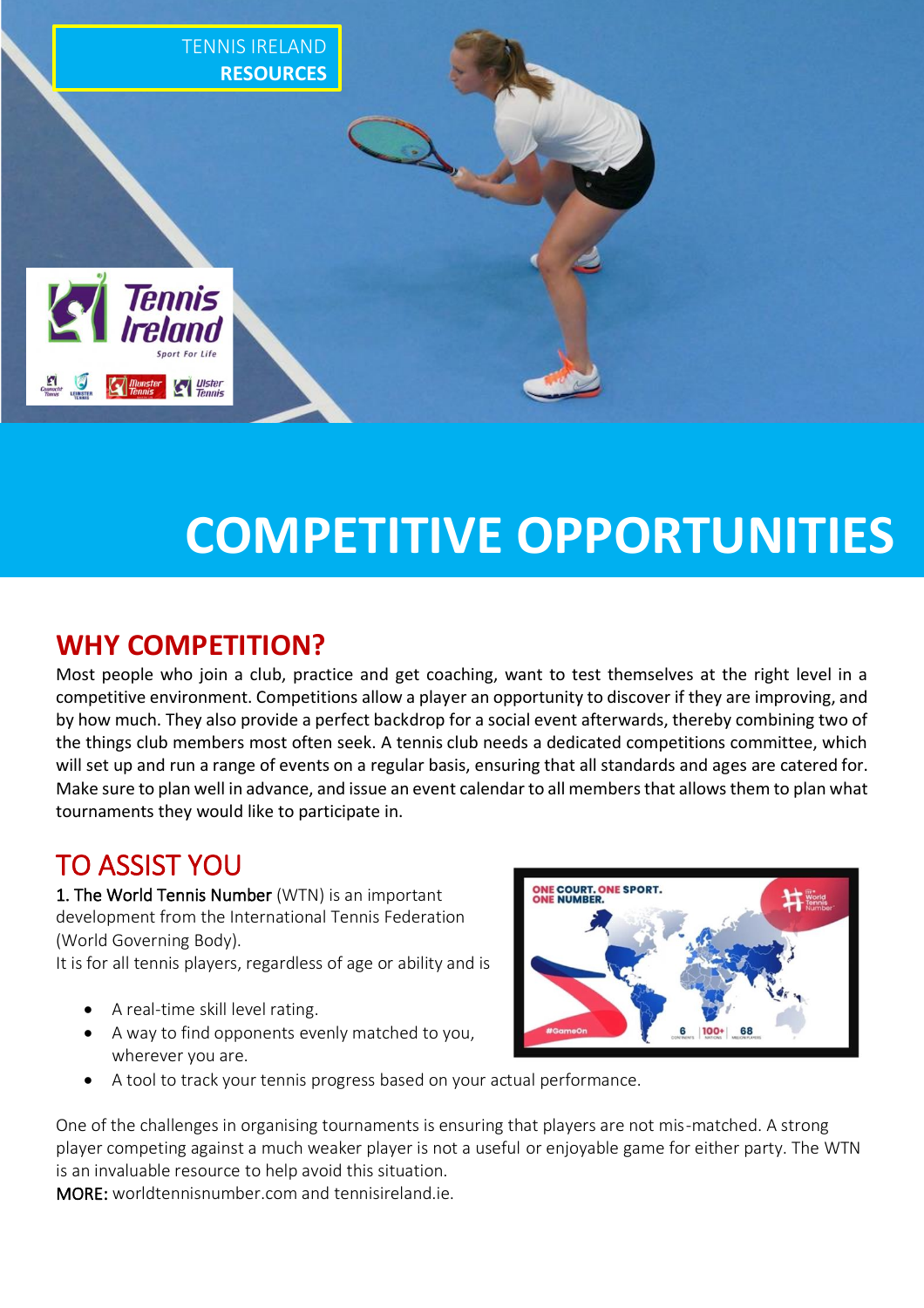TENNIS IRELAND **RESOURCES**

# COMPETITIVE OPPORTUNITIES

## WHY COMPETITION?

Most people who join a club, practice and get coaching, want to test themselves at the right level in a competitive environment. Competitions allow a player an opportunity to discover if they are improving, and by how much. They also provide a perfect backdrop for a social event afterwards, thereby combining two of the things club members most often seek. A tennis club needs a dedicated competitions committee, which will set up and run a range of events on a regular basis, ensuring that all standards and ages are catered for. Make sure to plan well in advance, and issue an event calendar to all members that allows them to plan what tournaments they would like to participate in.

## TO ASSIST YOU

1. The World Tennis Number (WTN) is an important development from the International Tennis Federation (World Governing Body).
It is for all tennis players, regardless of age or ability and is

- A real-time skill level rating.
- A way to find opponents evenly matched to you, wherever you are.
- A tool to track your tennis progress based on your actual performance.

One of the challenges in organising tournaments is ensuring that players are not mis-matched. A strong player competing against a much weaker player is not a useful or enjoyable game for either party. The WTN is an invaluable resource to help avoid this situation.
MORE: worldtennisnumber.com and tennisireland.ie.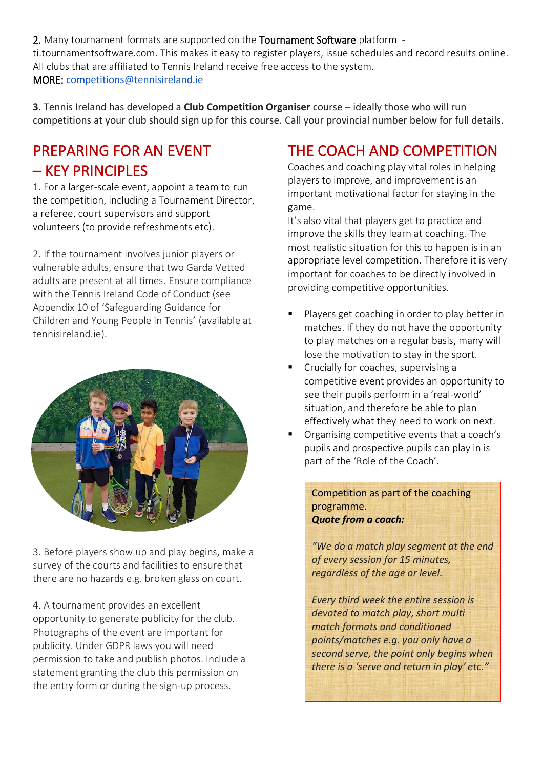**2.** Many tournament formats are supported on the **Tournament Software** platform - ti.tournamentsoftware.com. This makes it easy to register players, issue schedules and record results online. All clubs that are affiliated to Tennis Ireland receive free access to the system.
**MORE:** [competitions@tennisireland.ie](mailto:competitions@tennisireland.ie)

**3.** Tennis Ireland has developed a **Club Competition Organiser** course – ideally those who will run competitions at your club should sign up for this course. Call your provincial number below for full details.

## PREPARING FOR AN EVENT – KEY PRINCIPLES

1. For a larger-scale event, appoint a team to run the competition, including a Tournament Director, a referee, court supervisors and support volunteers (to provide refreshments etc).

2. If the tournament involves junior players or vulnerable adults, ensure that two Garda Vetted adults are present at all times. Ensure compliance with the Tennis Ireland Code of Conduct (see Appendix 10 of 'Safeguarding Guidance for Children and Young People in Tennis' (available at tennisireland.ie).

3. Before players show up and play begins, make a survey of the courts and facilities to ensure that there are no hazards e.g. broken glass on court.

4. A tournament provides an excellent opportunity to generate publicity for the club. Photographs of the event are important for publicity. Under GDPR laws you will need permission to take and publish photos. Include a statement granting the club this permission on the entry form or during the sign-up process.

## THE COACH AND COMPETITION

Coaches and coaching play vital roles in helping players to improve, and improvement is an important motivational factor for staying in the game.
It's also vital that players get to practice and improve the skills they learn at coaching. The most realistic situation for this to happen is in an appropriate level competition. Therefore it is very important for coaches to be directly involved in providing competitive opportunities.

- Players get coaching in order to play better in matches. If they do not have the opportunity to play matches on a regular basis, many will lose the motivation to stay in the sport.
- Crucially for coaches, supervising a competitive event provides an opportunity to see their pupils perform in a 'real-world' situation, and therefore be able to plan effectively what they need to work on next.
- Organising competitive events that a coach's pupils and prospective pupils can play in is part of the 'Role of the Coach'.

Competition as part of the coaching programme.
***Quote from a coach:***

*"We do a match play segment at the end of every session for 15 minutes, regardless of the age or level.*

*Every third week the entire session is devoted to match play, short multi match formats and conditioned points/matches e.g. you only have a second serve, the point only begins when there is a 'serve and return in play' etc."*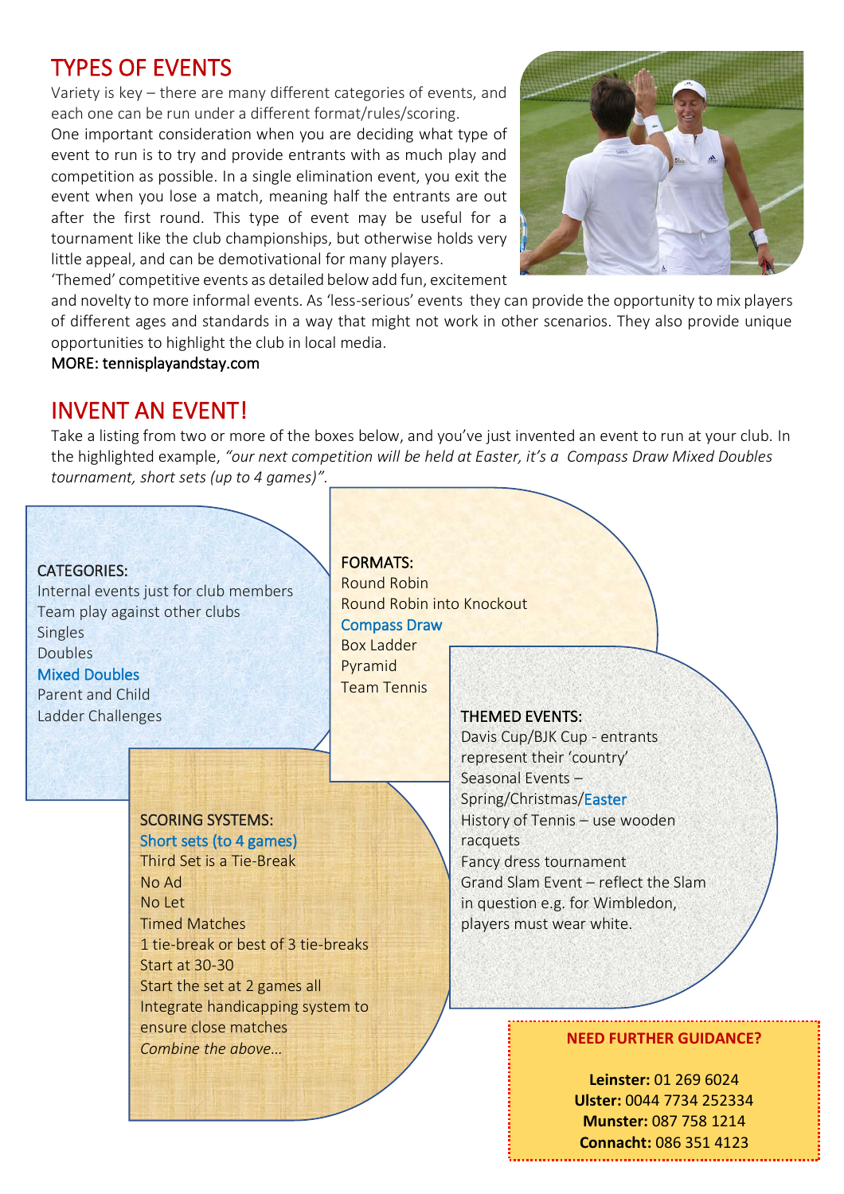## TYPES OF EVENTS

Variety is key – there are many different categories of events, and each one can be run under a different format/rules/scoring.

One important consideration when you are deciding what type of event to run is to try and provide entrants with as much play and competition as possible. In a single elimination event, you exit the event when you lose a match, meaning half the entrants are out after the first round. This type of event may be useful for a tournament like the club championships, but otherwise holds very little appeal, and can be demotivational for many players.

'Themed' competitive events as detailed below add fun, excitement and novelty to more informal events. As 'less-serious' events they can provide the opportunity to mix players of different ages and standards in a way that might not work in other scenarios. They also provide unique opportunities to highlight the club in local media.

MORE: tennisplayandstay.com

## INVENT AN EVENT!

Take a listing from two or more of the boxes below, and you've just invented an event to run at your club. In the highlighted example, *"our next competition will be held at Easter, it's a Compass Draw Mixed Doubles tournament, short sets (up to 4 games)"*.

**CATEGORIES:**

- Internal events just for club members
- Team play against other clubs
- Singles
- Doubles
- Mixed Doubles
- Parent and Child
- Ladder Challenges

**FORMATS:**

- Round Robin
- Round Robin into Knockout
- Compass Draw
- Box Ladder
- Pyramid
- Team Tennis

**SCORING SYSTEMS:**

- Short sets (to 4 games)
- Third Set is a Tie-Break
- No Ad
- No Let
- Timed Matches
- 1 tie-break or best of 3 tie-breaks
- Start at 30-30
- Start the set at 2 games all
- Integrate handicapping system to ensure close matches
- *Combine the above…*

**THEMED EVENTS:**

- Davis Cup/BJK Cup - entrants represent their 'country'
- Seasonal Events – Spring/Christmas/Easter
- History of Tennis – use wooden racquets
- Fancy dress tournament
- Grand Slam Event – reflect the Slam in question e.g. for Wimbledon, players must wear white.

**NEED FURTHER GUIDANCE?**

**Leinster:** 01 269 6024
**Ulster:** 0044 7734 252334
**Munster:** 087 758 1214
**Connacht:** 086 351 4123